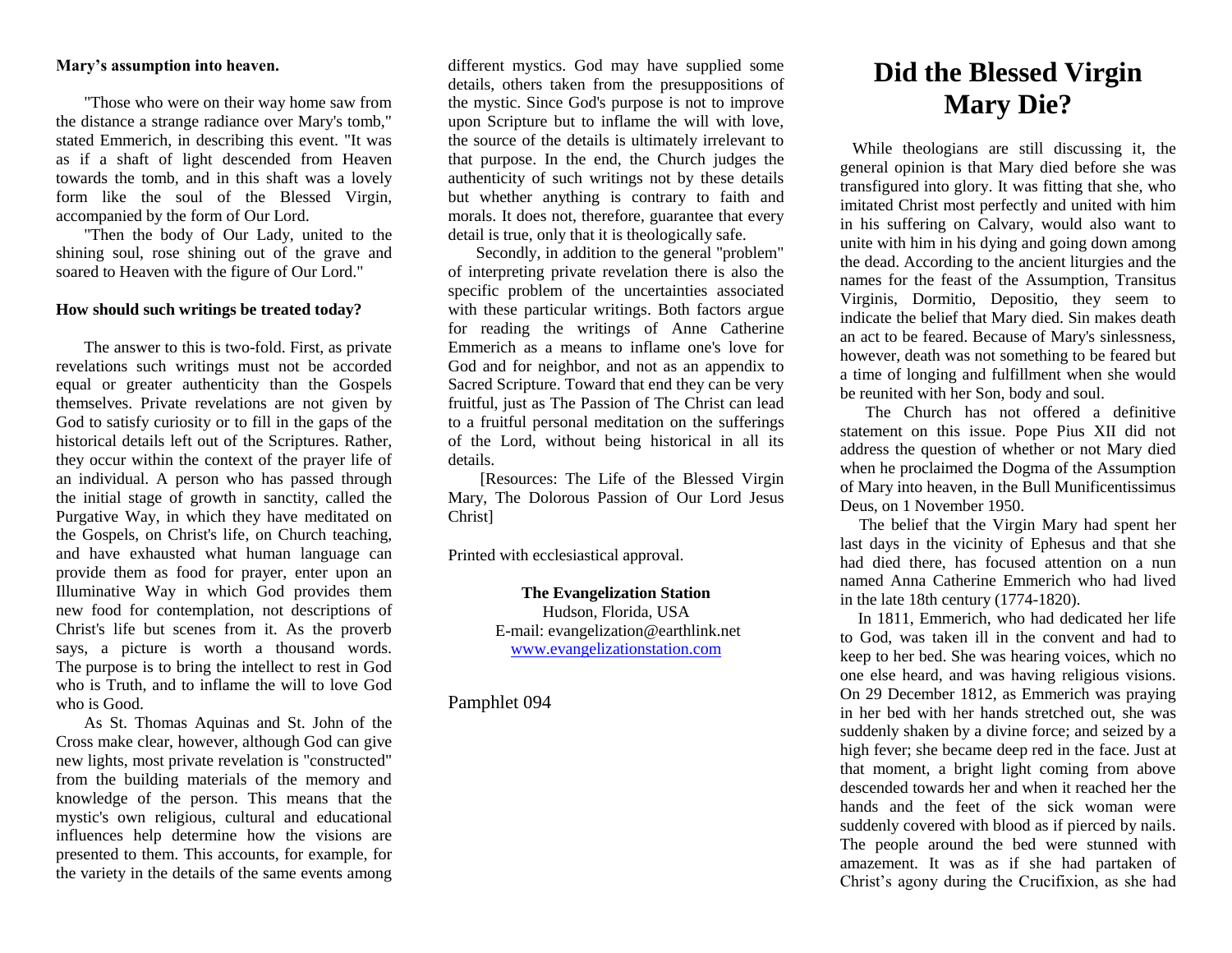# Did the Blessed Virgin Mary Die?

While theologians are still discussing it, the general opinion is that Mary died before she was transfigured into glory. It was fitting that she, who imitated Christ most perfectly and united with him in his suffering on Calvary, would also want to unite with him in his dying and going down among the dead. According to the ancient liturgies and the names for the feast of the Assumption, Transitus Virginis, Dormitio, Depositio, they seem to indicate the belief that Mary died. Sin makes death an act to be feared. Because of Mary's sinlessness, however, death was not something to be feared but a time of longing and fulfillment when she would be reunited with her Son, body and soul.

The Church has not offered a definitive statement on this issue. Pope Pius XII did not address the question of whether or not Mary died when he proclaimed the Dogma of the Assumption of Mary into heaven, in the Bull Munificentissimus Deus, on 1 November 1950.

The belief that the Virgin Mary had spent her last days in the vicinity of Ephesus and that she had died there, has focused attention on a nun named Anna Catherine Emmerich who had lived in the late 18th century (1774-1820).

In 1811, Emmerich, who had dedicated her life to God, was taken ill in the convent and had to keep to her bed. She was hearing voices, which no one else heard, and was having religious visions. On 29 December 1812, as Emmerich was praying in her bed with her hands stretched out, she was suddenly shaken by a divine force; and seized by a high fever; she became deep red in the face. Just at that moment, a bright light coming from above descended towards her and when it reached her the hands and the feet of the sick woman were suddenly covered with blood as if pierced by nails. The people around the bed were stunned with amazement. It was as if she had partaken of Christ's agony during the Crucifixion, as she had

**Mary's assumption into heaven.**

"Those who were on their way home saw from the distance a strange radiance over Mary's tomb," stated Emmerich, in describing this event. "It was as if a shaft of light descended from Heaven towards the tomb, and in this shaft was a lovely form like the soul of the Blessed Virgin, accompanied by the form of Our Lord.

"Then the body of Our Lady, united to the shining soul, rose shining out of the grave and soared to Heaven with the figure of Our Lord."

**How should such writings be treated today?**

The answer to this is two-fold. First, as private revelations such writings must not be accorded equal or greater authenticity than the Gospels themselves. Private revelations are not given by God to satisfy curiosity or to fill in the gaps of the historical details left out of the Scriptures. Rather, they occur within the context of the prayer life of an individual. A person who has passed through the initial stage of growth in sanctity, called the Purgative Way, in which they have meditated on the Gospels, on Christ's life, on Church teaching, and have exhausted what human language can provide them as food for prayer, enter upon an Illuminative Way in which God provides them new food for contemplation, not descriptions of Christ's life but scenes from it. As the proverb says, a picture is worth a thousand words. The purpose is to bring the intellect to rest in God who is Truth, and to inflame the will to love God who is Good.

As St. Thomas Aquinas and St. John of the Cross make clear, however, although God can give new lights, most private revelation is "constructed" from the building materials of the memory and knowledge of the person. This means that the mystic's own religious, cultural and educational influences help determine how the visions are presented to them. This accounts, for example, for the variety in the details of the same events among different mystics. God may have supplied some details, others taken from the presuppositions of the mystic. Since God's purpose is not to improve upon Scripture but to inflame the will with love, the source of the details is ultimately irrelevant to that purpose. In the end, the Church judges the authenticity of such writings not by these details but whether anything is contrary to faith and morals. It does not, therefore, guarantee that every detail is true, only that it is theologically safe.

Secondly, in addition to the general "problem" of interpreting private revelation there is also the specific problem of the uncertainties associated with these particular writings. Both factors argue for reading the writings of Anne Catherine Emmerich as a means to inflame one's love for God and for neighbor, and not as an appendix to Sacred Scripture. Toward that end they can be very fruitful, just as The Passion of The Christ can lead to a fruitful personal meditation on the sufferings of the Lord, without being historical in all its details.

[Resources: The Life of the Blessed Virgin Mary, The Dolorous Passion of Our Lord Jesus Christ]

Printed with ecclesiastical approval.

**The Evangelization Station**
Hudson, Florida, USA
E-mail: evangelization@earthlink.net
www.evangelizationstation.com

Pamphlet 094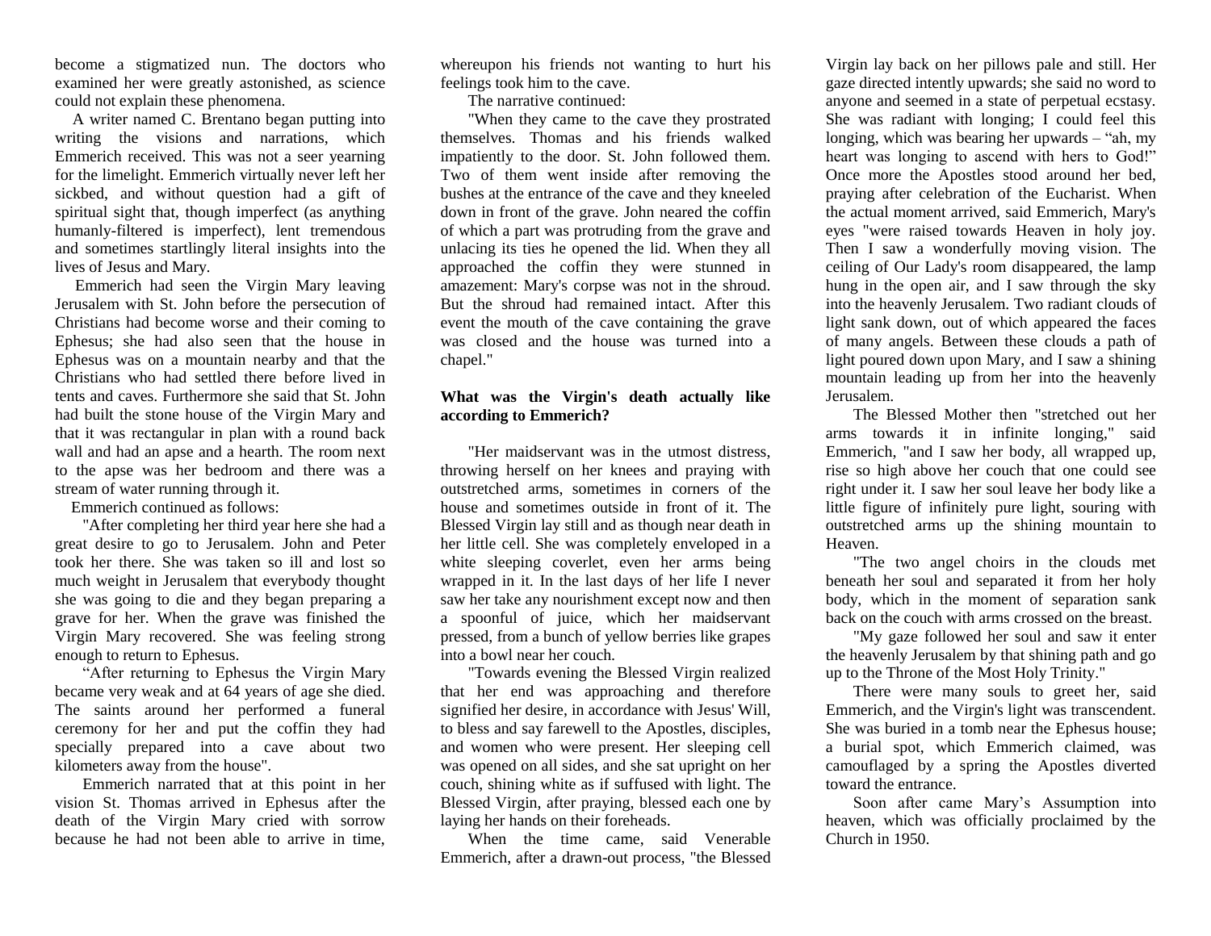become a stigmatized nun. The doctors who examined her were greatly astonished, as science could not explain these phenomena.

A writer named C. Brentano began putting into writing the visions and narrations, which Emmerich received. This was not a seer yearning for the limelight. Emmerich virtually never left her sickbed, and without question had a gift of spiritual sight that, though imperfect (as anything humanly-filtered is imperfect), lent tremendous and sometimes startlingly literal insights into the lives of Jesus and Mary.

Emmerich had seen the Virgin Mary leaving Jerusalem with St. John before the persecution of Christians had become worse and their coming to Ephesus; she had also seen that the house in Ephesus was on a mountain nearby and that the Christians who had settled there before lived in tents and caves. Furthermore she said that St. John had built the stone house of the Virgin Mary and that it was rectangular in plan with a round back wall and had an apse and a hearth. The room next to the apse was her bedroom and there was a stream of water running through it.

Emmerich continued as follows:

"After completing her third year here she had a great desire to go to Jerusalem. John and Peter took her there. She was taken so ill and lost so much weight in Jerusalem that everybody thought she was going to die and they began preparing a grave for her. When the grave was finished the Virgin Mary recovered. She was feeling strong enough to return to Ephesus.

"After returning to Ephesus the Virgin Mary became very weak and at 64 years of age she died. The saints around her performed a funeral ceremony for her and put the coffin they had specially prepared into a cave about two kilometers away from the house".

Emmerich narrated that at this point in her vision St. Thomas arrived in Ephesus after the death of the Virgin Mary cried with sorrow because he had not been able to arrive in time, whereupon his friends not wanting to hurt his feelings took him to the cave.

The narrative continued:

"When they came to the cave they prostrated themselves. Thomas and his friends walked impatiently to the door. St. John followed them. Two of them went inside after removing the bushes at the entrance of the cave and they kneeled down in front of the grave. John neared the coffin of which a part was protruding from the grave and unlacing its ties he opened the lid. When they all approached the coffin they were stunned in amazement: Mary's corpse was not in the shroud. But the shroud had remained intact. After this event the mouth of the cave containing the grave was closed and the house was turned into a chapel."

**What was the Virgin's death actually like according to Emmerich?**

"Her maidservant was in the utmost distress, throwing herself on her knees and praying with outstretched arms, sometimes in corners of the house and sometimes outside in front of it. The Blessed Virgin lay still and as though near death in her little cell. She was completely enveloped in a white sleeping coverlet, even her arms being wrapped in it. In the last days of her life I never saw her take any nourishment except now and then a spoonful of juice, which her maidservant pressed, from a bunch of yellow berries like grapes into a bowl near her couch.

"Towards evening the Blessed Virgin realized that her end was approaching and therefore signified her desire, in accordance with Jesus' Will, to bless and say farewell to the Apostles, disciples, and women who were present. Her sleeping cell was opened on all sides, and she sat upright on her couch, shining white as if suffused with light. The Blessed Virgin, after praying, blessed each one by laying her hands on their foreheads.

When the time came, said Venerable Emmerich, after a drawn-out process, "the Blessed Virgin lay back on her pillows pale and still. Her gaze directed intently upwards; she said no word to anyone and seemed in a state of perpetual ecstasy. She was radiant with longing; I could feel this longing, which was bearing her upwards – "ah, my heart was longing to ascend with hers to God!" Once more the Apostles stood around her bed, praying after celebration of the Eucharist. When the actual moment arrived, said Emmerich, Mary's eyes "were raised towards Heaven in holy joy. Then I saw a wonderfully moving vision. The ceiling of Our Lady's room disappeared, the lamp hung in the open air, and I saw through the sky into the heavenly Jerusalem. Two radiant clouds of light sank down, out of which appeared the faces of many angels. Between these clouds a path of light poured down upon Mary, and I saw a shining mountain leading up from her into the heavenly Jerusalem.

The Blessed Mother then "stretched out her arms towards it in infinite longing," said Emmerich, "and I saw her body, all wrapped up, rise so high above her couch that one could see right under it. I saw her soul leave her body like a little figure of infinitely pure light, souring with outstretched arms up the shining mountain to Heaven.

"The two angel choirs in the clouds met beneath her soul and separated it from her holy body, which in the moment of separation sank back on the couch with arms crossed on the breast.

"My gaze followed her soul and saw it enter the heavenly Jerusalem by that shining path and go up to the Throne of the Most Holy Trinity."

There were many souls to greet her, said Emmerich, and the Virgin's light was transcendent. She was buried in a tomb near the Ephesus house; a burial spot, which Emmerich claimed, was camouflaged by a spring the Apostles diverted toward the entrance.

Soon after came Mary's Assumption into heaven, which was officially proclaimed by the Church in 1950.